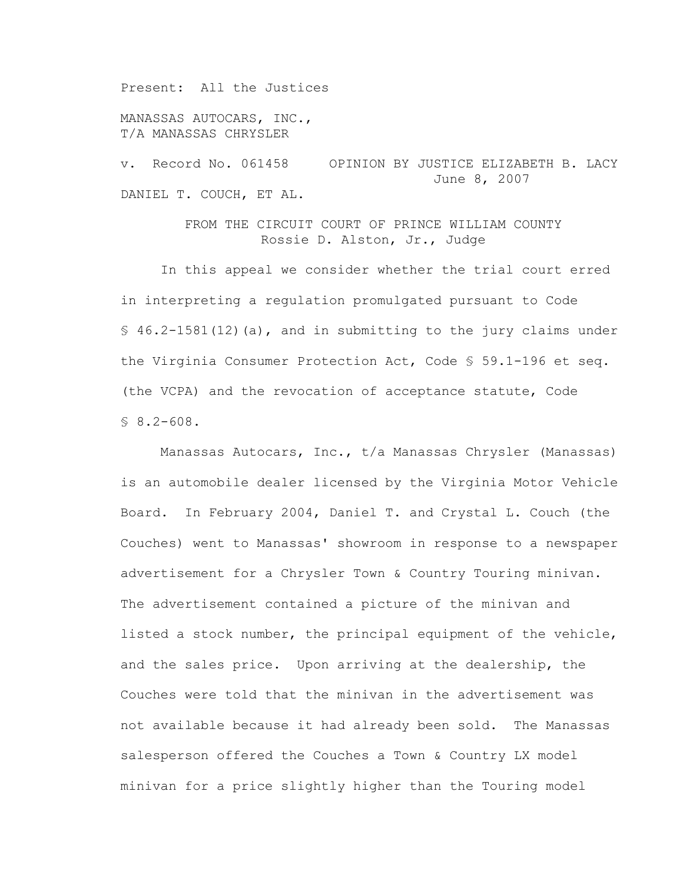Present: All the Justices

MANASSAS AUTOCARS, INC.,
T/A MANASSAS CHRYSLER

v. Record No. 061458 OPINION BY JUSTICE ELIZABETH B. LACY
June 8, 2007

DANIEL T. COUCH, ET AL.

FROM THE CIRCUIT COURT OF PRINCE WILLIAM COUNTY
Rossie D. Alston, Jr., Judge

In this appeal we consider whether the trial court erred in interpreting a regulation promulgated pursuant to Code § 46.2-1581(12)(a), and in submitting to the jury claims under the Virginia Consumer Protection Act, Code § 59.1-196 et seq. (the VCPA) and the revocation of acceptance statute, Code § 8.2-608.

Manassas Autocars, Inc., t/a Manassas Chrysler (Manassas) is an automobile dealer licensed by the Virginia Motor Vehicle Board. In February 2004, Daniel T. and Crystal L. Couch (the Couches) went to Manassas' showroom in response to a newspaper advertisement for a Chrysler Town & Country Touring minivan. The advertisement contained a picture of the minivan and listed a stock number, the principal equipment of the vehicle, and the sales price. Upon arriving at the dealership, the Couches were told that the minivan in the advertisement was not available because it had already been sold. The Manassas salesperson offered the Couches a Town & Country LX model minivan for a price slightly higher than the Touring model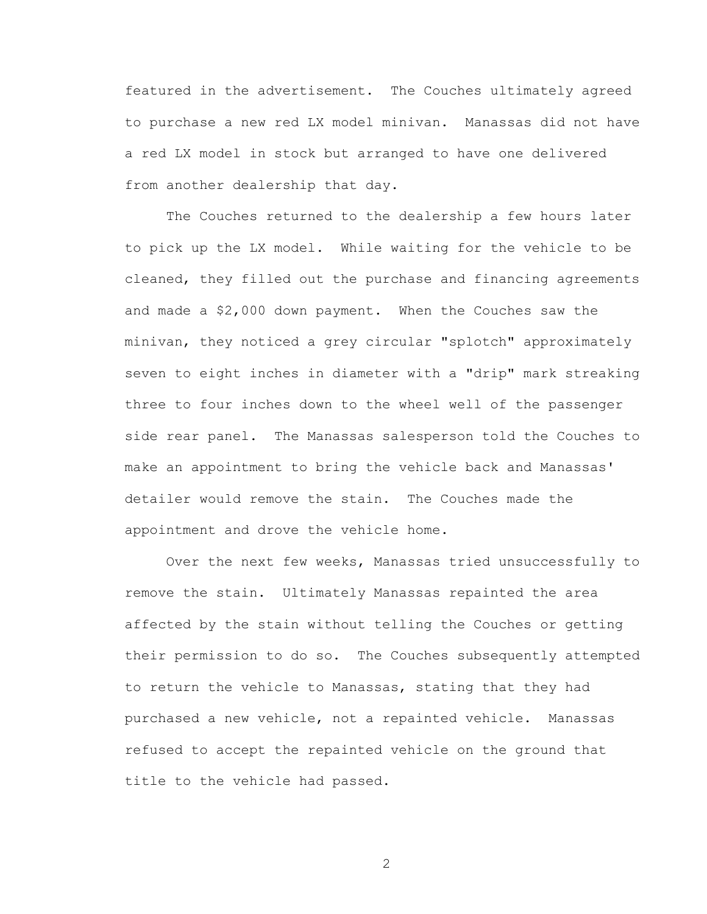featured in the advertisement. The Couches ultimately agreed to purchase a new red LX model minivan. Manassas did not have a red LX model in stock but arranged to have one delivered from another dealership that day.

The Couches returned to the dealership a few hours later to pick up the LX model. While waiting for the vehicle to be cleaned, they filled out the purchase and financing agreements and made a $2,000 down payment. When the Couches saw the minivan, they noticed a grey circular "splotch" approximately seven to eight inches in diameter with a "drip" mark streaking three to four inches down to the wheel well of the passenger side rear panel. The Manassas salesperson told the Couches to make an appointment to bring the vehicle back and Manassas' detailer would remove the stain. The Couches made the appointment and drove the vehicle home.

Over the next few weeks, Manassas tried unsuccessfully to remove the stain. Ultimately Manassas repainted the area affected by the stain without telling the Couches or getting their permission to do so. The Couches subsequently attempted to return the vehicle to Manassas, stating that they had purchased a new vehicle, not a repainted vehicle. Manassas refused to accept the repainted vehicle on the ground that title to the vehicle had passed.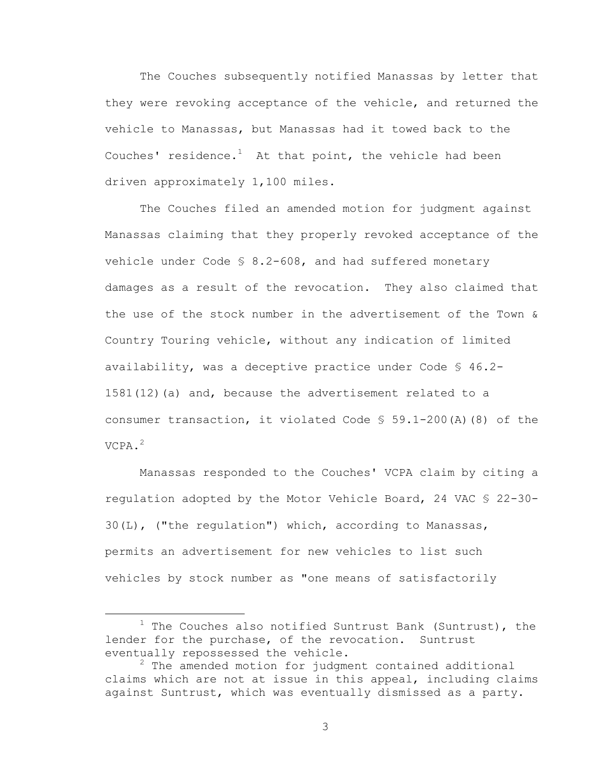The Couches subsequently notified Manassas by letter that they were revoking acceptance of the vehicle, and returned the vehicle to Manassas, but Manassas had it towed back to the Couches' residence.[1] At that point, the vehicle had been driven approximately 1,100 miles.

The Couches filed an amended motion for judgment against Manassas claiming that they properly revoked acceptance of the vehicle under Code § 8.2-608, and had suffered monetary damages as a result of the revocation. They also claimed that the use of the stock number in the advertisement of the Town & Country Touring vehicle, without any indication of limited availability, was a deceptive practice under Code § 46.2-1581(12)(a) and, because the advertisement related to a consumer transaction, it violated Code § 59.1-200(A)(8) of the VCPA.[2]

Manassas responded to the Couches' VCPA claim by citing a regulation adopted by the Motor Vehicle Board, 24 VAC § 22-30-30(L), ("the regulation") which, according to Manassas, permits an advertisement for new vehicles to list such vehicles by stock number as "one means of satisfactorily

---

[1] The Couches also notified Suntrust Bank (Suntrust), the lender for the purchase, of the revocation. Suntrust eventually repossessed the vehicle.

[2] The amended motion for judgment contained additional claims which are not at issue in this appeal, including claims against Suntrust, which was eventually dismissed as a party.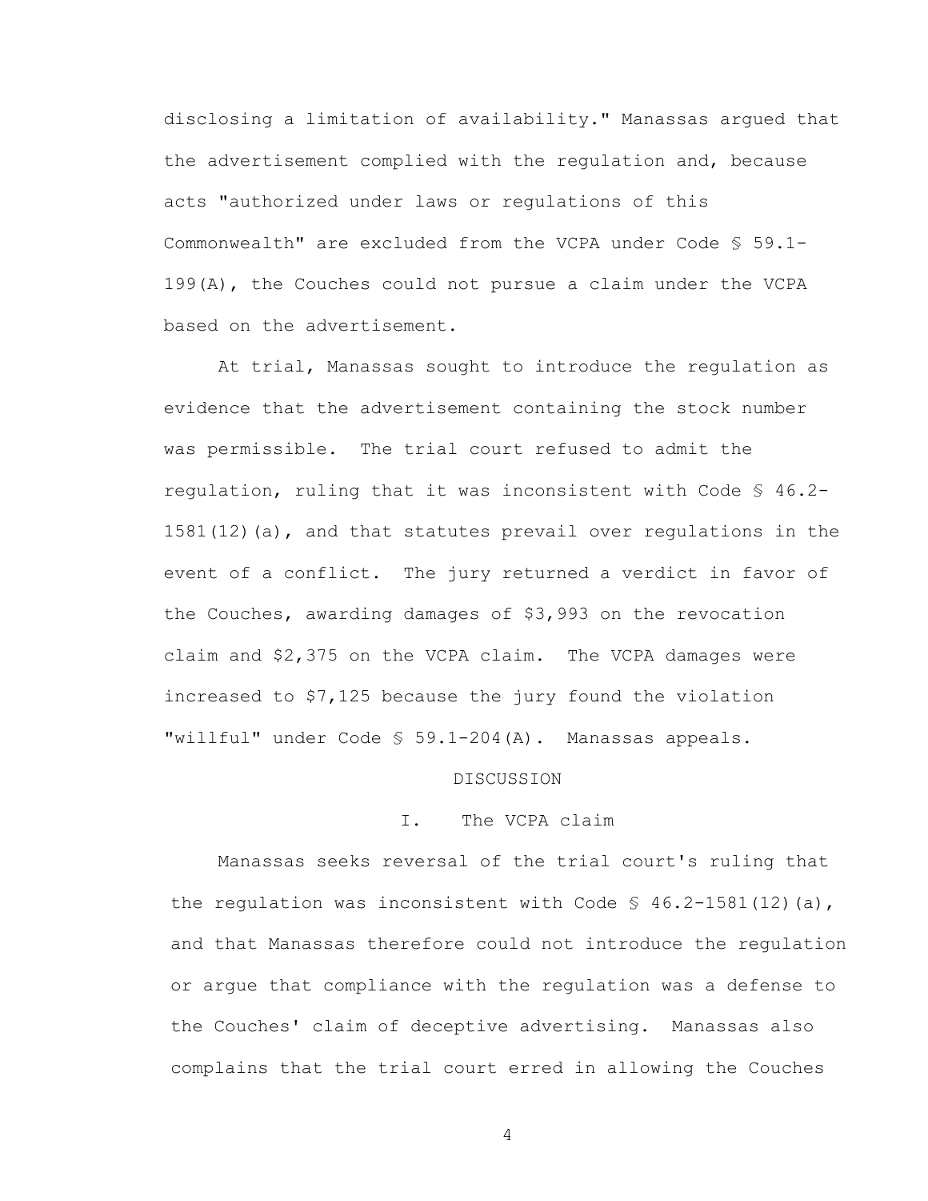disclosing a limitation of availability." Manassas argued that the advertisement complied with the regulation and, because acts "authorized under laws or regulations of this Commonwealth" are excluded from the VCPA under Code § 59.1-199(A), the Couches could not pursue a claim under the VCPA based on the advertisement.

At trial, Manassas sought to introduce the regulation as evidence that the advertisement containing the stock number was permissible. The trial court refused to admit the regulation, ruling that it was inconsistent with Code § 46.2-1581(12)(a), and that statutes prevail over regulations in the event of a conflict. The jury returned a verdict in favor of the Couches, awarding damages of $3,993 on the revocation claim and $2,375 on the VCPA claim. The VCPA damages were increased to $7,125 because the jury found the violation "willful" under Code § 59.1-204(A). Manassas appeals.

## DISCUSSION

### I. The VCPA claim

Manassas seeks reversal of the trial court's ruling that the regulation was inconsistent with Code § 46.2-1581(12)(a), and that Manassas therefore could not introduce the regulation or argue that compliance with the regulation was a defense to the Couches' claim of deceptive advertising. Manassas also complains that the trial court erred in allowing the Couches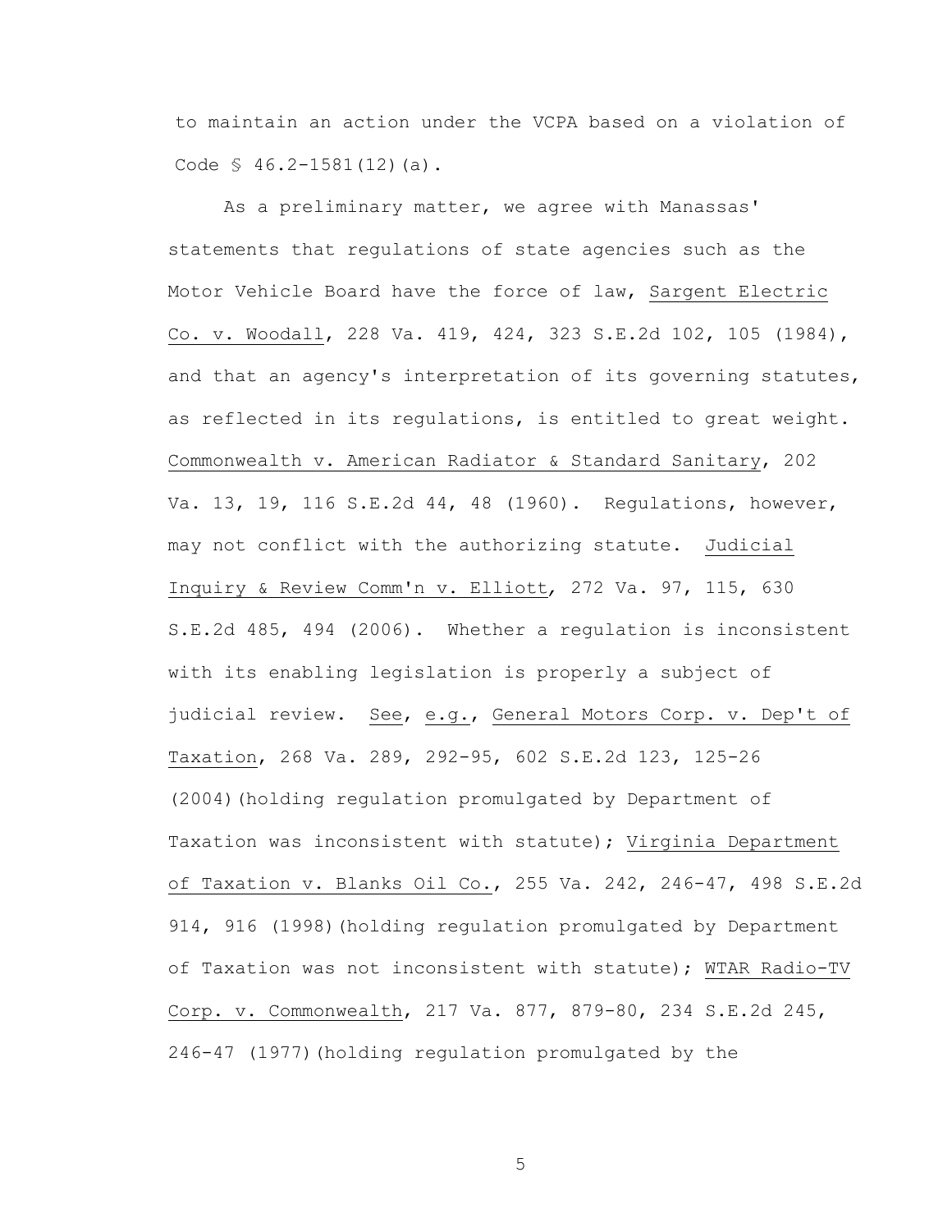to maintain an action under the VCPA based on a violation of Code § 46.2-1581(12)(a).

As a preliminary matter, we agree with Manassas' statements that regulations of state agencies such as the Motor Vehicle Board have the force of law, Sargent Electric Co. v. Woodall, 228 Va. 419, 424, 323 S.E.2d 102, 105 (1984), and that an agency's interpretation of its governing statutes, as reflected in its regulations, is entitled to great weight. Commonwealth v. American Radiator & Standard Sanitary, 202 Va. 13, 19, 116 S.E.2d 44, 48 (1960). Regulations, however, may not conflict with the authorizing statute. Judicial Inquiry & Review Comm'n v. Elliott, 272 Va. 97, 115, 630 S.E.2d 485, 494 (2006). Whether a regulation is inconsistent with its enabling legislation is properly a subject of judicial review. See, e.g., General Motors Corp. v. Dep't of Taxation, 268 Va. 289, 292-95, 602 S.E.2d 123, 125-26 (2004)(holding regulation promulgated by Department of Taxation was inconsistent with statute); Virginia Department of Taxation v. Blanks Oil Co., 255 Va. 242, 246-47, 498 S.E.2d 914, 916 (1998)(holding regulation promulgated by Department of Taxation was not inconsistent with statute); WTAR Radio-TV Corp. v. Commonwealth, 217 Va. 877, 879-80, 234 S.E.2d 245, 246-47 (1977)(holding regulation promulgated by the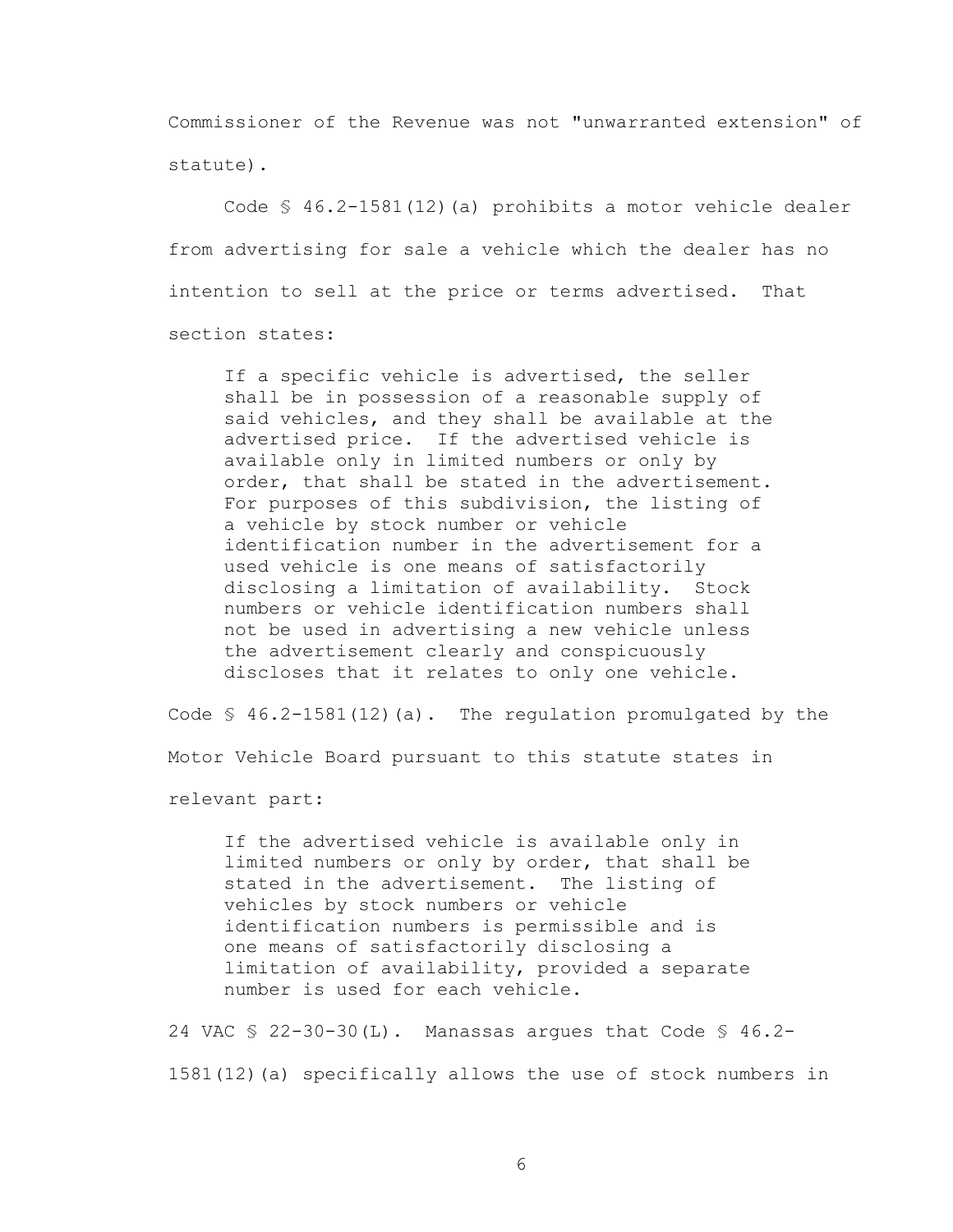Commissioner of the Revenue was not "unwarranted extension" of statute).

Code § 46.2-1581(12)(a) prohibits a motor vehicle dealer from advertising for sale a vehicle which the dealer has no intention to sell at the price or terms advertised. That section states:

> If a specific vehicle is advertised, the seller shall be in possession of a reasonable supply of said vehicles, and they shall be available at the advertised price. If the advertised vehicle is available only in limited numbers or only by order, that shall be stated in the advertisement. For purposes of this subdivision, the listing of a vehicle by stock number or vehicle identification number in the advertisement for a used vehicle is one means of satisfactorily disclosing a limitation of availability. Stock numbers or vehicle identification numbers shall not be used in advertising a new vehicle unless the advertisement clearly and conspicuously discloses that it relates to only one vehicle.

Code § 46.2-1581(12)(a). The regulation promulgated by the Motor Vehicle Board pursuant to this statute states in relevant part:

> If the advertised vehicle is available only in limited numbers or only by order, that shall be stated in the advertisement. The listing of vehicles by stock numbers or vehicle identification numbers is permissible and is one means of satisfactorily disclosing a limitation of availability, provided a separate number is used for each vehicle.

24 VAC § 22-30-30(L). Manassas argues that Code § 46.2-1581(12)(a) specifically allows the use of stock numbers in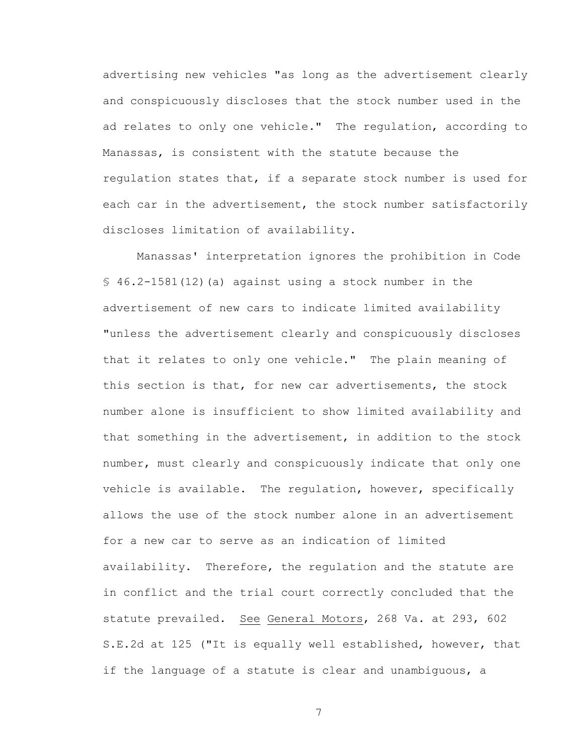advertising new vehicles "as long as the advertisement clearly and conspicuously discloses that the stock number used in the ad relates to only one vehicle." The regulation, according to Manassas, is consistent with the statute because the regulation states that, if a separate stock number is used for each car in the advertisement, the stock number satisfactorily discloses limitation of availability.

Manassas' interpretation ignores the prohibition in Code § 46.2-1581(12)(a) against using a stock number in the advertisement of new cars to indicate limited availability "unless the advertisement clearly and conspicuously discloses that it relates to only one vehicle." The plain meaning of this section is that, for new car advertisements, the stock number alone is insufficient to show limited availability and that something in the advertisement, in addition to the stock number, must clearly and conspicuously indicate that only one vehicle is available. The regulation, however, specifically allows the use of the stock number alone in an advertisement for a new car to serve as an indication of limited availability. Therefore, the regulation and the statute are in conflict and the trial court correctly concluded that the statute prevailed. See General Motors, 268 Va. at 293, 602 S.E.2d at 125 ("It is equally well established, however, that if the language of a statute is clear and unambiguous, a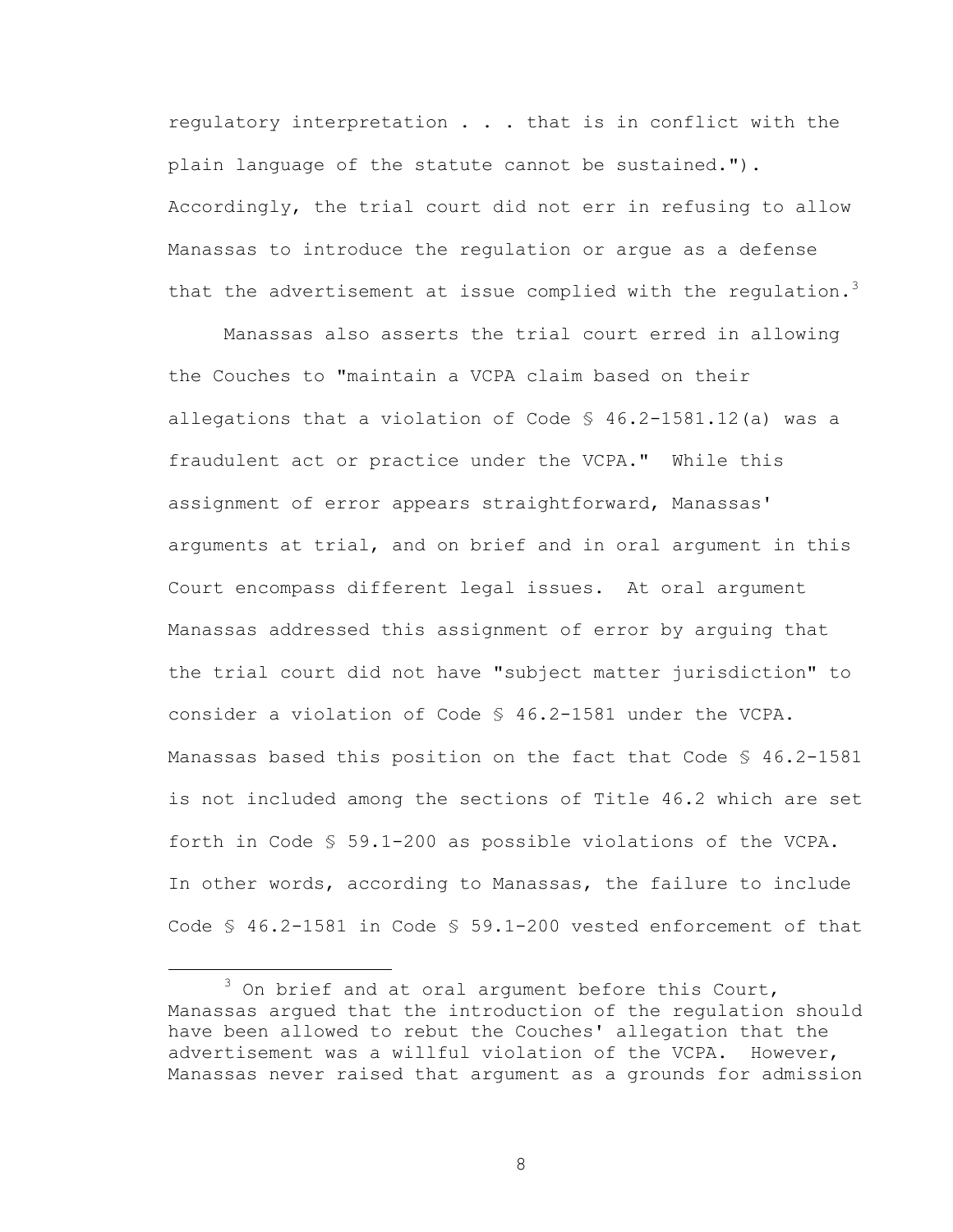regulatory interpretation . . . that is in conflict with the plain language of the statute cannot be sustained."). Accordingly, the trial court did not err in refusing to allow Manassas to introduce the regulation or argue as a defense that the advertisement at issue complied with the regulation.[3]

Manassas also asserts the trial court erred in allowing the Couches to "maintain a VCPA claim based on their allegations that a violation of Code § 46.2-1581.12(a) was a fraudulent act or practice under the VCPA." While this assignment of error appears straightforward, Manassas' arguments at trial, and on brief and in oral argument in this Court encompass different legal issues. At oral argument Manassas addressed this assignment of error by arguing that the trial court did not have "subject matter jurisdiction" to consider a violation of Code § 46.2-1581 under the VCPA. Manassas based this position on the fact that Code § 46.2-1581 is not included among the sections of Title 46.2 which are set forth in Code § 59.1-200 as possible violations of the VCPA. In other words, according to Manassas, the failure to include Code § 46.2-1581 in Code § 59.1-200 vested enforcement of that

---

[3] On brief and at oral argument before this Court, Manassas argued that the introduction of the regulation should have been allowed to rebut the Couches' allegation that the advertisement was a willful violation of the VCPA. However, Manassas never raised that argument as a grounds for admission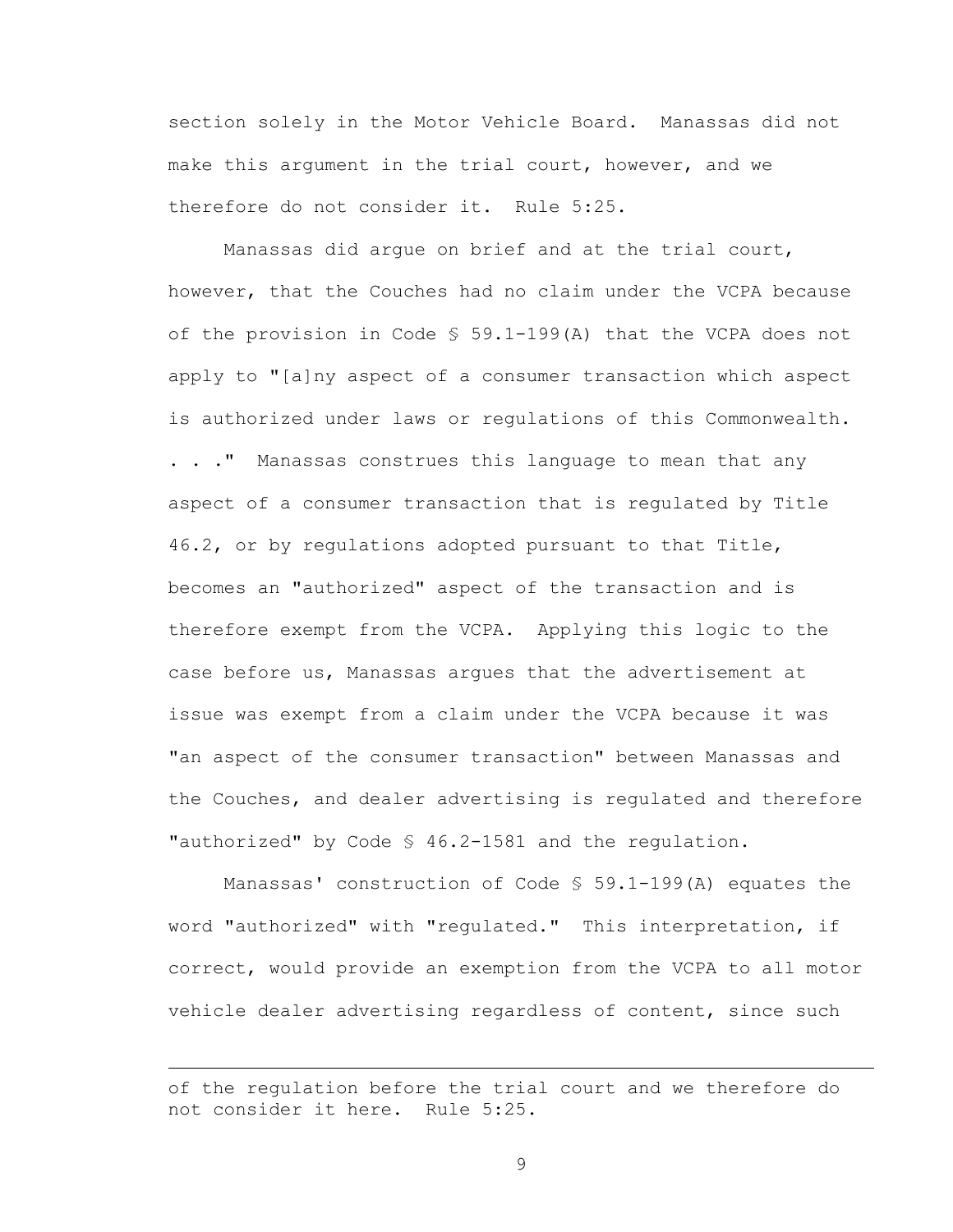section solely in the Motor Vehicle Board. Manassas did not make this argument in the trial court, however, and we therefore do not consider it. Rule 5:25.

Manassas did argue on brief and at the trial court, however, that the Couches had no claim under the VCPA because of the provision in Code § 59.1-199(A) that the VCPA does not apply to "[a]ny aspect of a consumer transaction which aspect is authorized under laws or regulations of this Commonwealth. . . ." Manassas construes this language to mean that any aspect of a consumer transaction that is regulated by Title 46.2, or by regulations adopted pursuant to that Title, becomes an "authorized" aspect of the transaction and is therefore exempt from the VCPA. Applying this logic to the case before us, Manassas argues that the advertisement at issue was exempt from a claim under the VCPA because it was "an aspect of the consumer transaction" between Manassas and the Couches, and dealer advertising is regulated and therefore "authorized" by Code § 46.2-1581 and the regulation.

Manassas' construction of Code § 59.1-199(A) equates the word "authorized" with "regulated." This interpretation, if correct, would provide an exemption from the VCPA to all motor vehicle dealer advertising regardless of content, since such

---

of the regulation before the trial court and we therefore do not consider it here. Rule 5:25.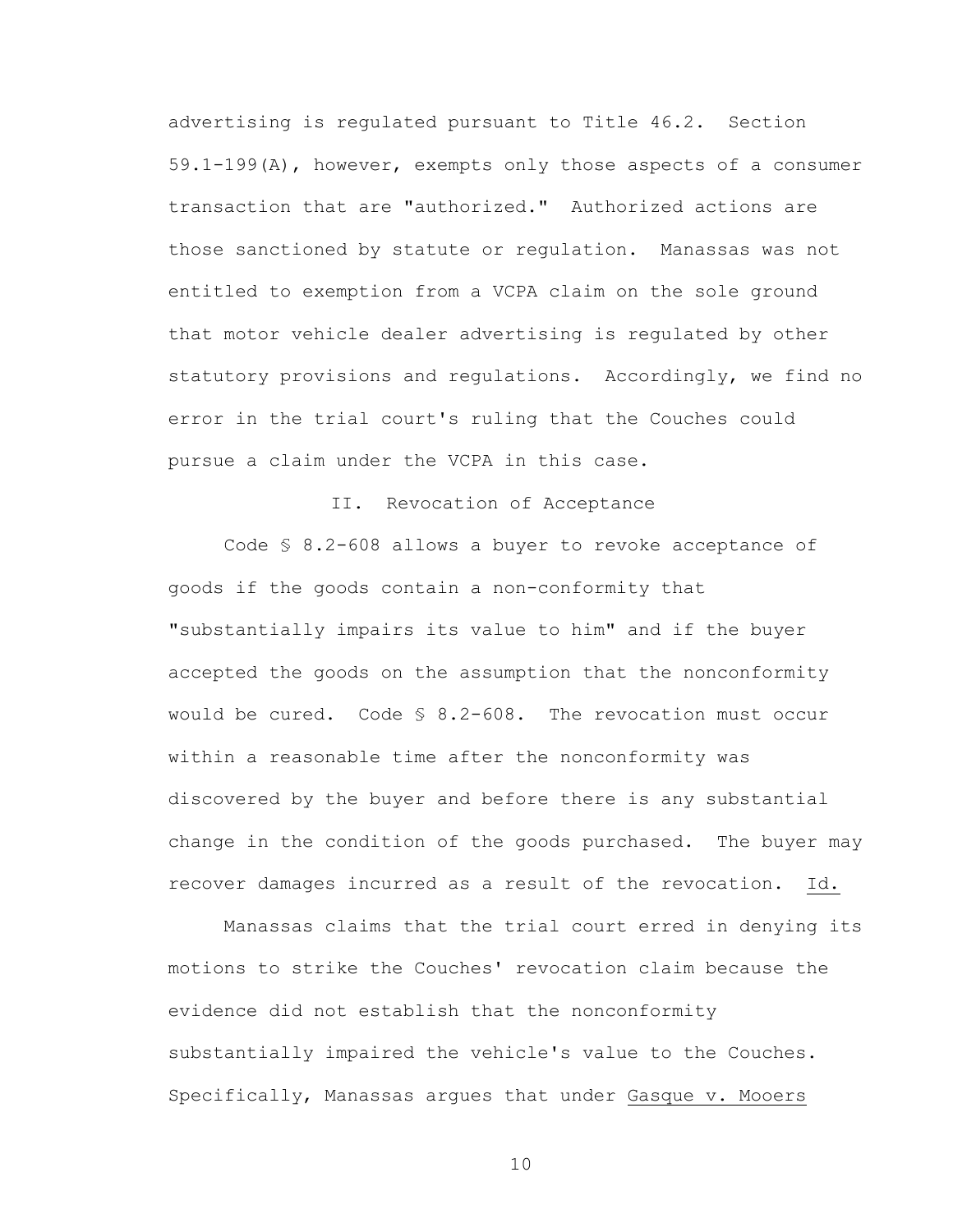advertising is regulated pursuant to Title 46.2. Section 59.1-199(A), however, exempts only those aspects of a consumer transaction that are "authorized." Authorized actions are those sanctioned by statute or regulation. Manassas was not entitled to exemption from a VCPA claim on the sole ground that motor vehicle dealer advertising is regulated by other statutory provisions and regulations. Accordingly, we find no error in the trial court's ruling that the Couches could pursue a claim under the VCPA in this case.

## II. Revocation of Acceptance

Code § 8.2-608 allows a buyer to revoke acceptance of goods if the goods contain a non-conformity that "substantially impairs its value to him" and if the buyer accepted the goods on the assumption that the nonconformity would be cured. Code § 8.2-608. The revocation must occur within a reasonable time after the nonconformity was discovered by the buyer and before there is any substantial change in the condition of the goods purchased. The buyer may recover damages incurred as a result of the revocation. Id.

Manassas claims that the trial court erred in denying its motions to strike the Couches' revocation claim because the evidence did not establish that the nonconformity substantially impaired the vehicle's value to the Couches. Specifically, Manassas argues that under Gasque v. Mooers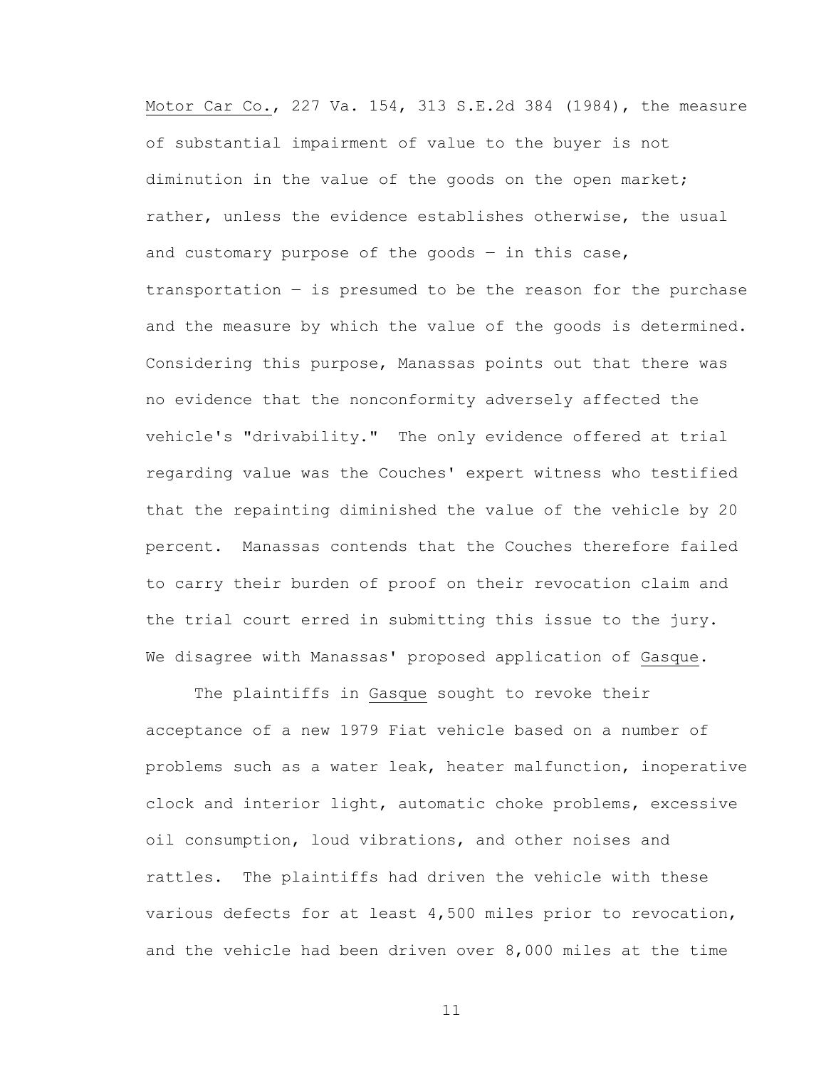Motor Car Co., 227 Va. 154, 313 S.E.2d 384 (1984), the measure of substantial impairment of value to the buyer is not diminution in the value of the goods on the open market; rather, unless the evidence establishes otherwise, the usual and customary purpose of the goods — in this case, transportation — is presumed to be the reason for the purchase and the measure by which the value of the goods is determined. Considering this purpose, Manassas points out that there was no evidence that the nonconformity adversely affected the vehicle's "drivability." The only evidence offered at trial regarding value was the Couches' expert witness who testified that the repainting diminished the value of the vehicle by 20 percent. Manassas contends that the Couches therefore failed to carry their burden of proof on their revocation claim and the trial court erred in submitting this issue to the jury. We disagree with Manassas' proposed application of Gasque.

The plaintiffs in Gasque sought to revoke their acceptance of a new 1979 Fiat vehicle based on a number of problems such as a water leak, heater malfunction, inoperative clock and interior light, automatic choke problems, excessive oil consumption, loud vibrations, and other noises and rattles. The plaintiffs had driven the vehicle with these various defects for at least 4,500 miles prior to revocation, and the vehicle had been driven over 8,000 miles at the time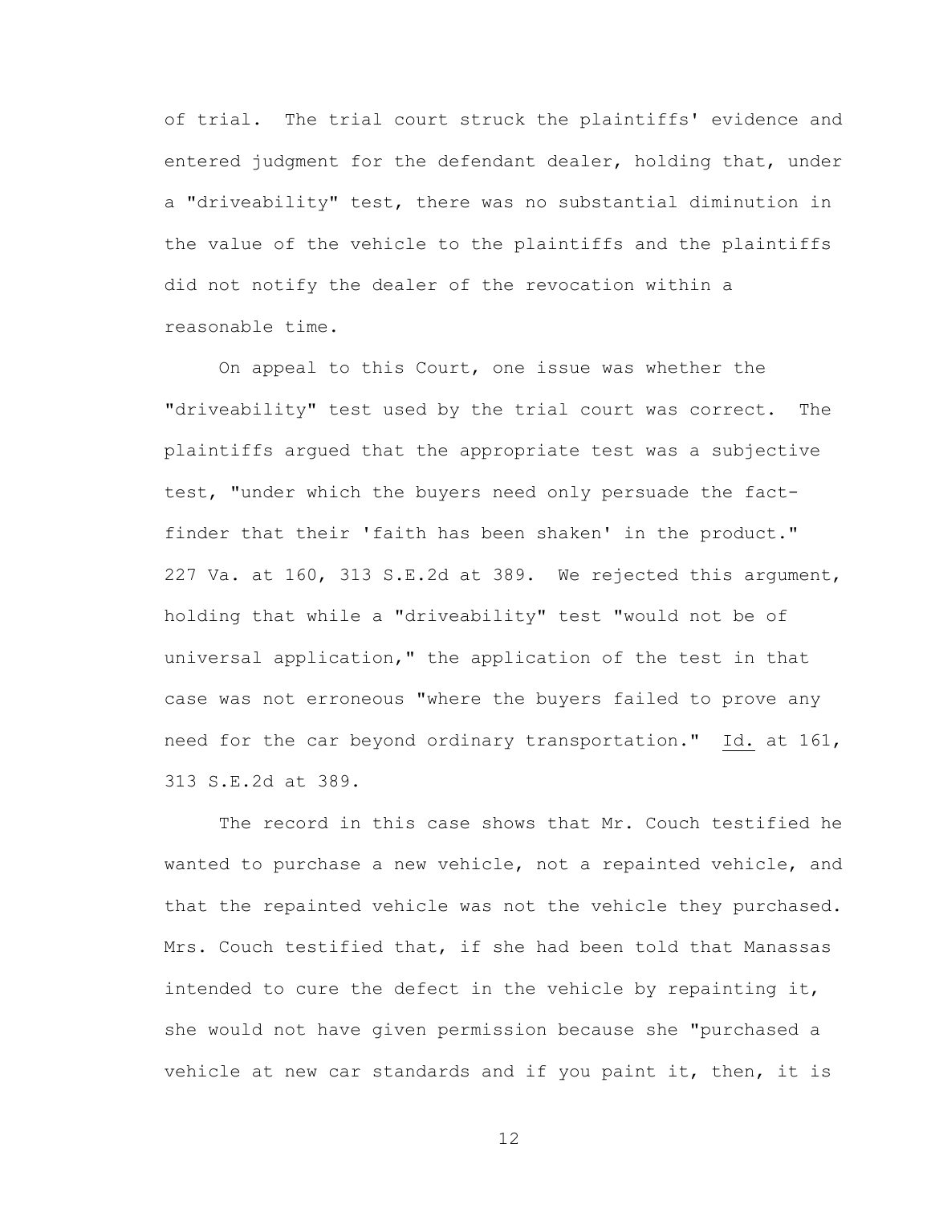of trial. The trial court struck the plaintiffs' evidence and entered judgment for the defendant dealer, holding that, under a "driveability" test, there was no substantial diminution in the value of the vehicle to the plaintiffs and the plaintiffs did not notify the dealer of the revocation within a reasonable time.

On appeal to this Court, one issue was whether the "driveability" test used by the trial court was correct. The plaintiffs argued that the appropriate test was a subjective test, "under which the buyers need only persuade the fact-finder that their 'faith has been shaken' in the product." 227 Va. at 160, 313 S.E.2d at 389. We rejected this argument, holding that while a "driveability" test "would not be of universal application," the application of the test in that case was not erroneous "where the buyers failed to prove any need for the car beyond ordinary transportation." Id. at 161, 313 S.E.2d at 389.

The record in this case shows that Mr. Couch testified he wanted to purchase a new vehicle, not a repainted vehicle, and that the repainted vehicle was not the vehicle they purchased. Mrs. Couch testified that, if she had been told that Manassas intended to cure the defect in the vehicle by repainting it, she would not have given permission because she "purchased a vehicle at new car standards and if you paint it, then, it is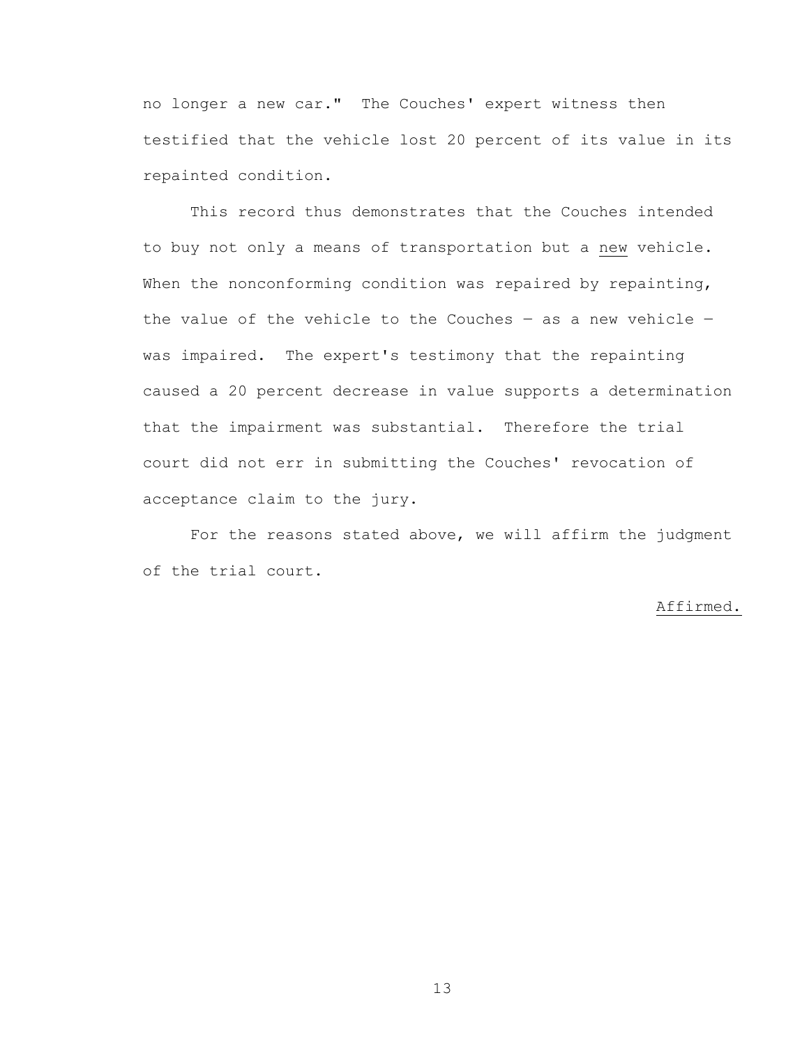no longer a new car." The Couches' expert witness then testified that the vehicle lost 20 percent of its value in its repainted condition.

This record thus demonstrates that the Couches intended to buy not only a means of transportation but a new vehicle. When the nonconforming condition was repaired by repainting, the value of the vehicle to the Couches — as a new vehicle — was impaired. The expert's testimony that the repainting caused a 20 percent decrease in value supports a determination that the impairment was substantial. Therefore the trial court did not err in submitting the Couches' revocation of acceptance claim to the jury.

For the reasons stated above, we will affirm the judgment of the trial court.

Affirmed.